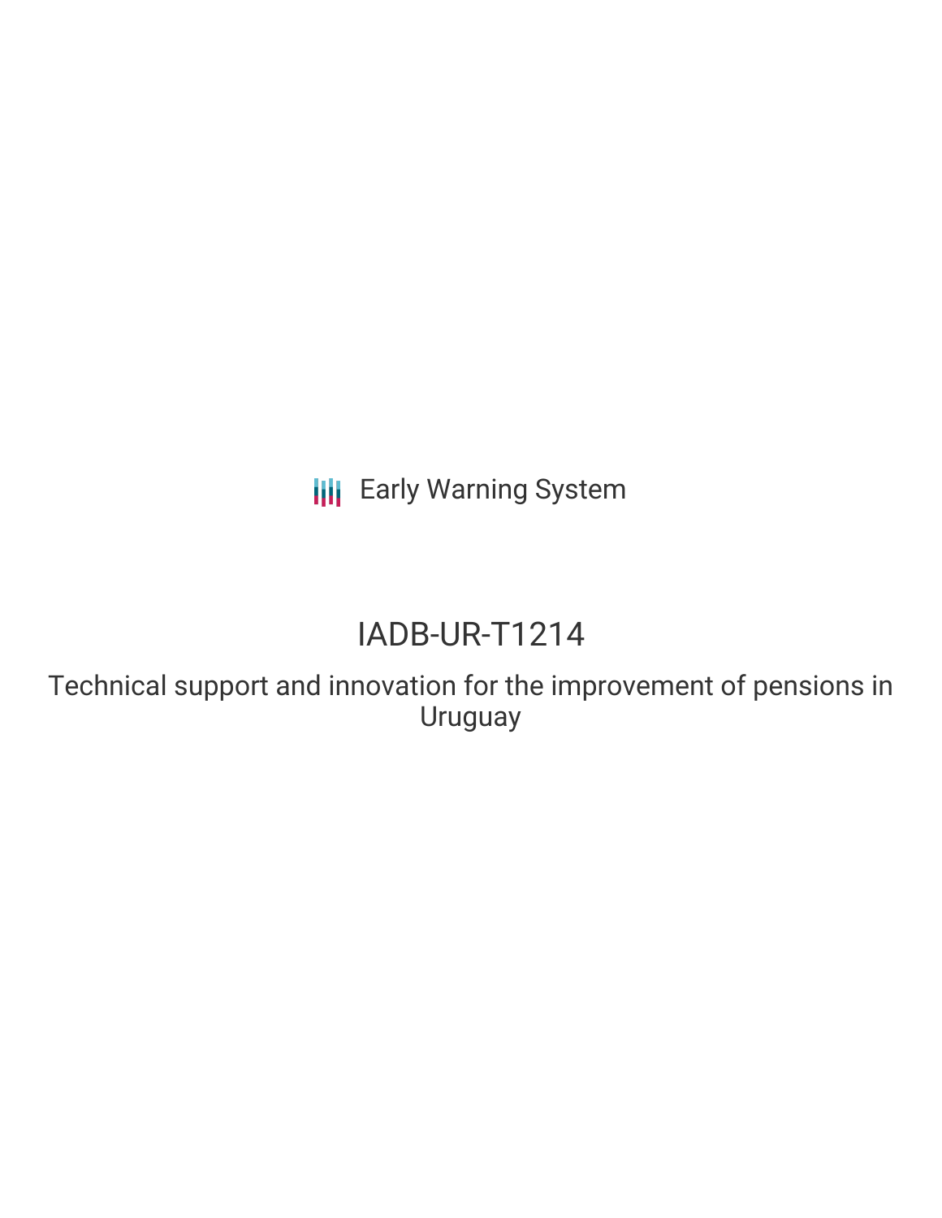Early Warning System

# IADB-UR-T1214

## Technical support and innovation for the improvement of pensions in Uruguay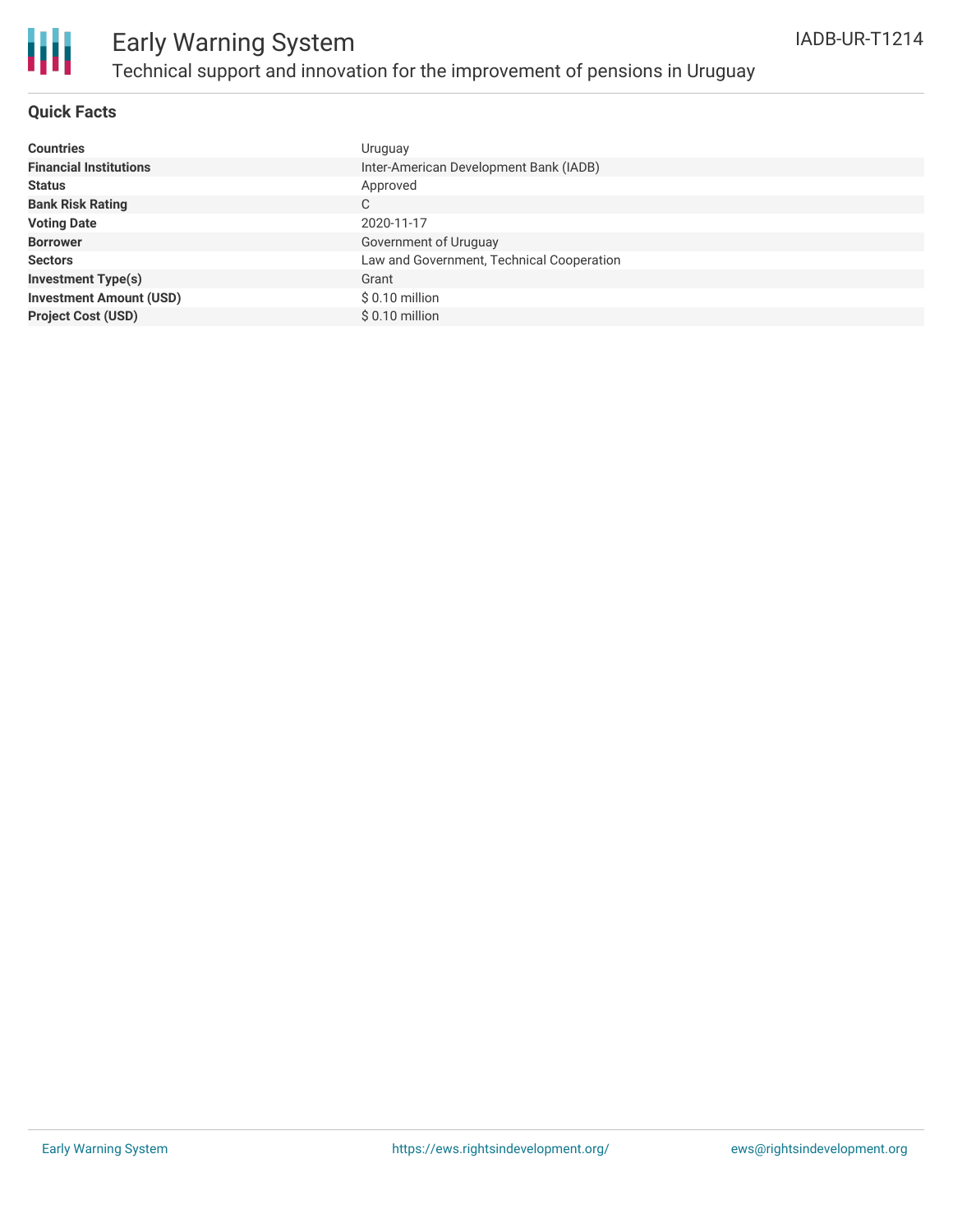# Early Warning System

## Technical support and innovation for the improvement of pensions in Uruguay

IADB-UR-T1214

### Quick Facts

| | |
|---|---|
| **Countries** | Uruguay |
| **Financial Institutions** | Inter-American Development Bank (IADB) |
| **Status** | Approved |
| **Bank Risk Rating** | C |
| **Voting Date** | 2020-11-17 |
| **Borrower** | Government of Uruguay |
| **Sectors** | Law and Government, Technical Cooperation |
| **Investment Type(s)** | Grant |
| **Investment Amount (USD)** | $ 0.10 million |
| **Project Cost (USD)** | $ 0.10 million |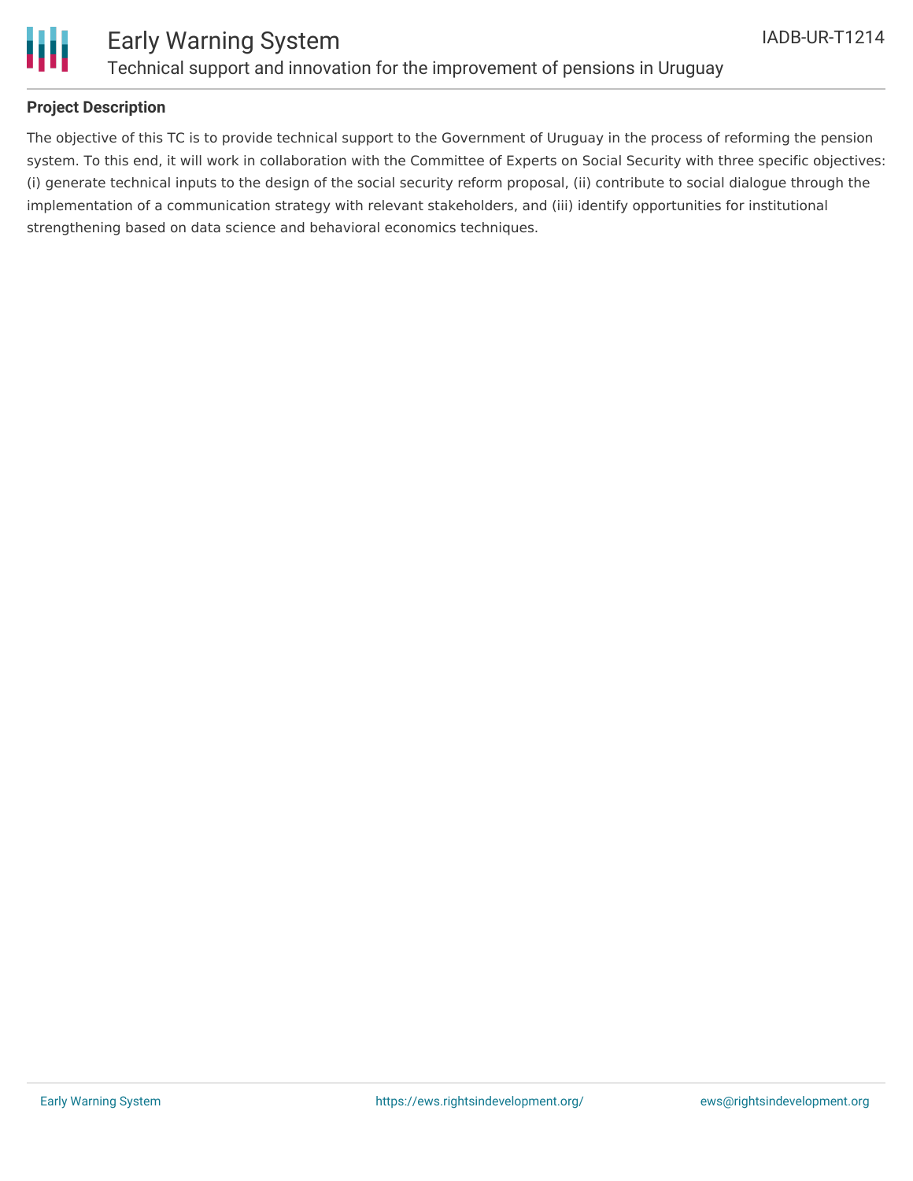## Project Description

The objective of this TC is to provide technical support to the Government of Uruguay in the process of reforming the pension system. To this end, it will work in collaboration with the Committee of Experts on Social Security with three specific objectives: (i) generate technical inputs to the design of the social security reform proposal, (ii) contribute to social dialogue through the implementation of a communication strategy with relevant stakeholders, and (iii) identify opportunities for institutional strengthening based on data science and behavioral economics techniques.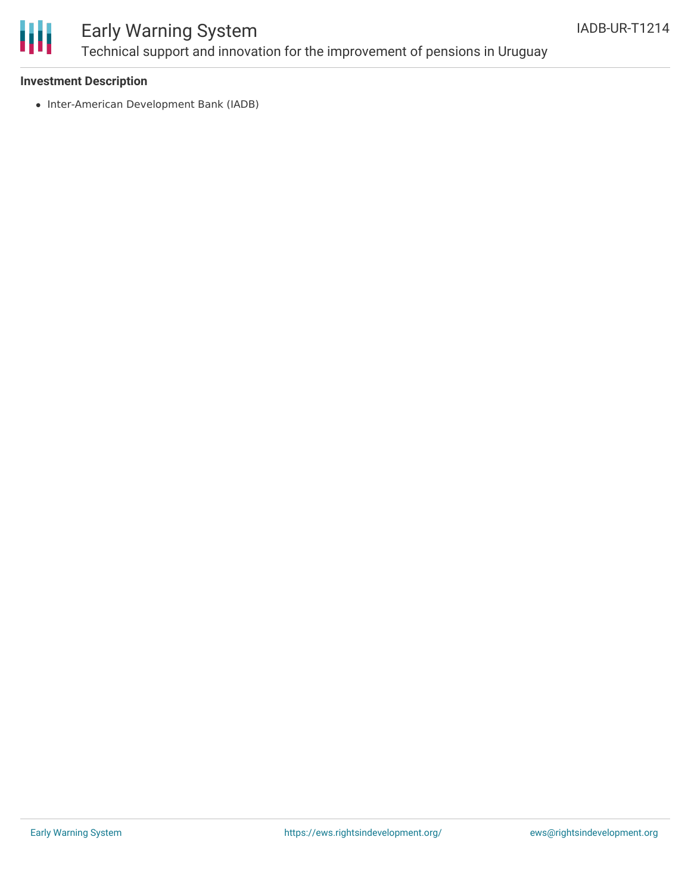### Investment Description

- Inter-American Development Bank (IADB)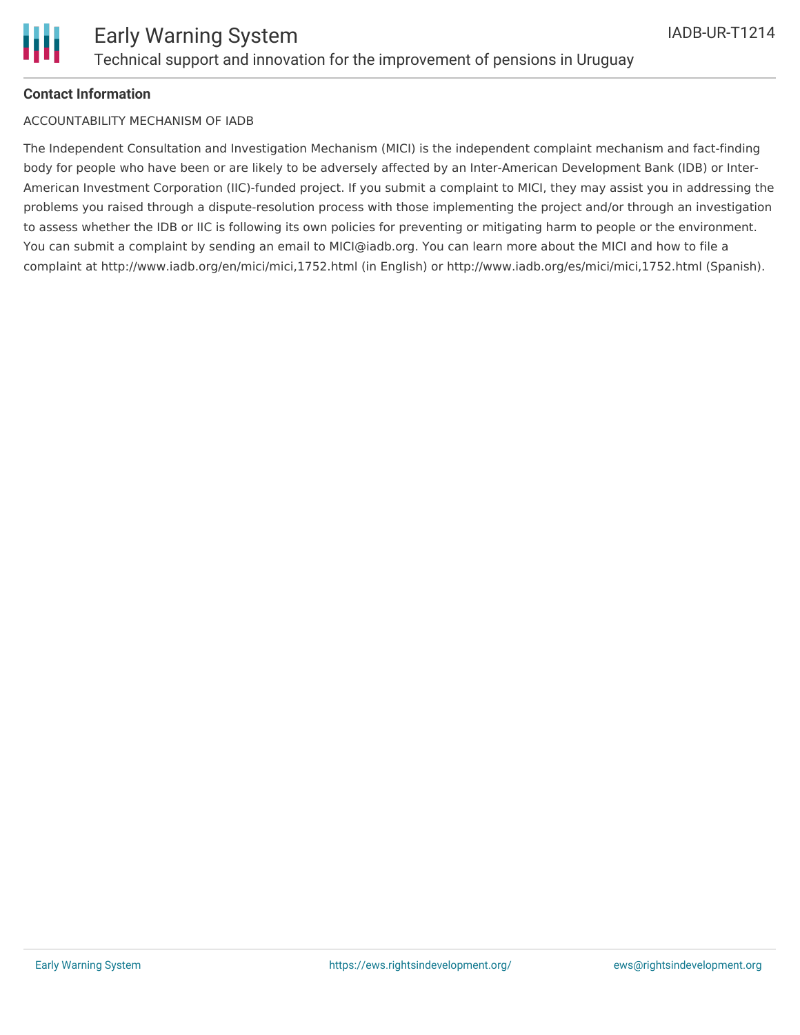**Contact Information**

ACCOUNTABILITY MECHANISM OF IADB

The Independent Consultation and Investigation Mechanism (MICI) is the independent complaint mechanism and fact-finding body for people who have been or are likely to be adversely affected by an Inter-American Development Bank (IDB) or Inter-American Investment Corporation (IIC)-funded project. If you submit a complaint to MICI, they may assist you in addressing the problems you raised through a dispute-resolution process with those implementing the project and/or through an investigation to assess whether the IDB or IIC is following its own policies for preventing or mitigating harm to people or the environment. You can submit a complaint by sending an email to MICI@iadb.org. You can learn more about the MICI and how to file a complaint at http://www.iadb.org/en/mici/mici,1752.html (in English) or http://www.iadb.org/es/mici/mici,1752.html (Spanish).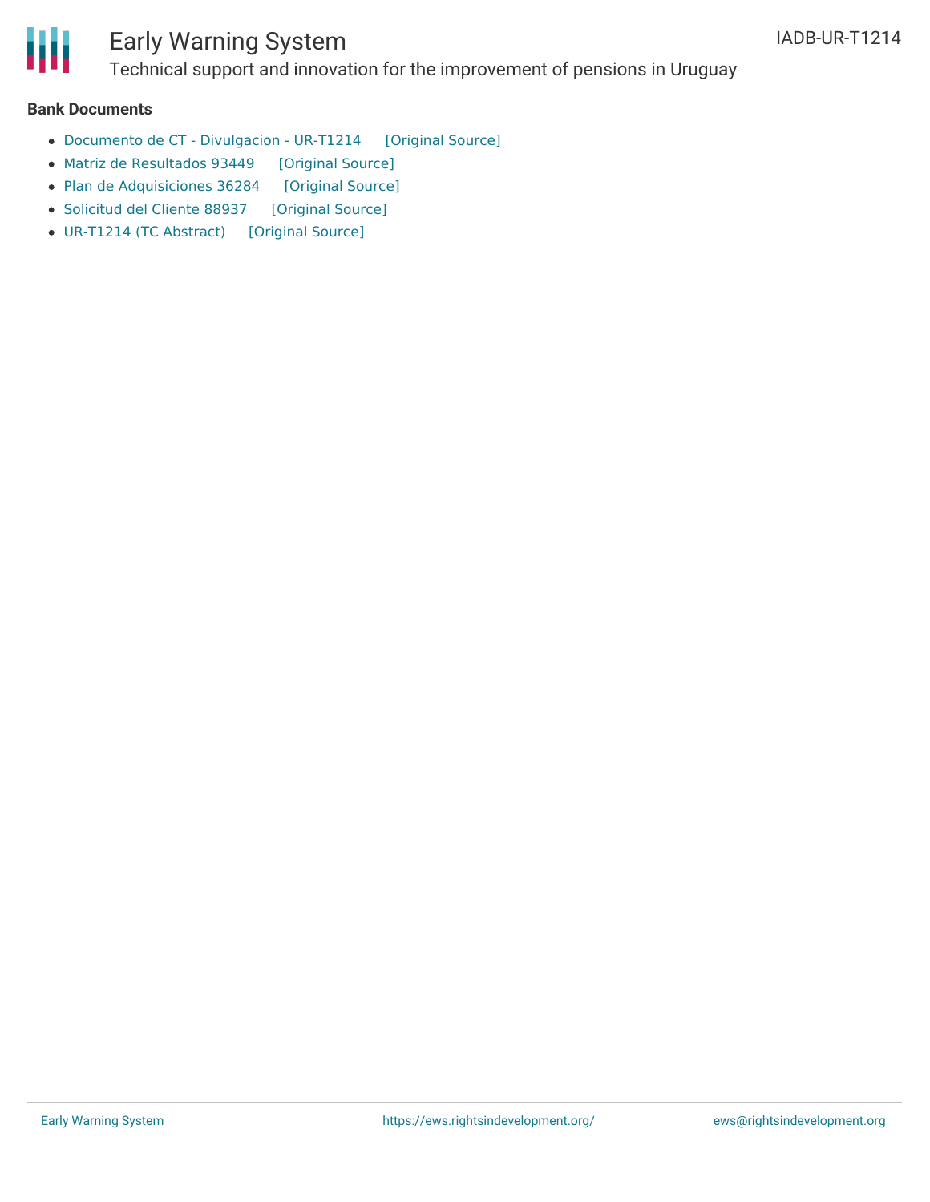**Bank Documents**

- Documento de CT - Divulgacion - UR-T1214 [Original Source]
- Matriz de Resultados 93449 [Original Source]
- Plan de Adquisiciones 36284 [Original Source]
- Solicitud del Cliente 88937 [Original Source]
- UR-T1214 (TC Abstract) [Original Source]